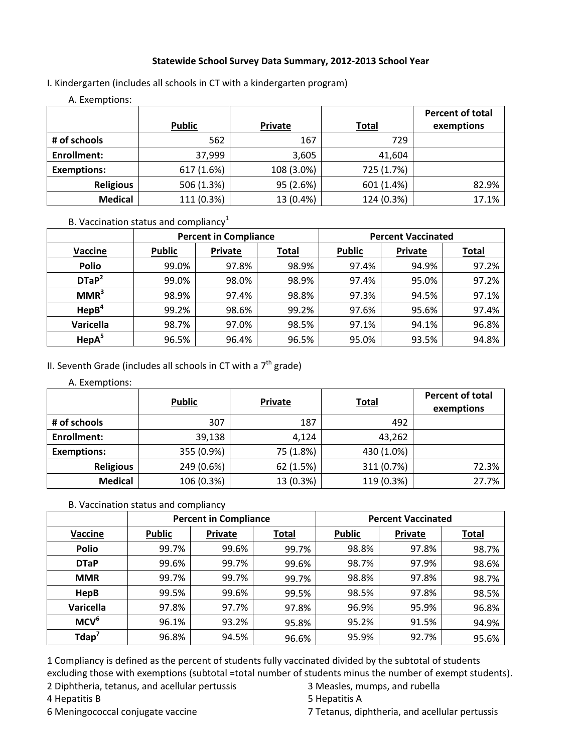# Statewide School Survey Data Summary, 2012-2013 School Year

## I. Kindergarten (includes all schools in CT with a kindergarten program)

### A. Exemptions:

| | Public | Private | Total | Percent of total exemptions |
|---|---|---|---|---|
| # of schools | 562 | 167 | 729 | |
| Enrollment: | 37,999 | 3,605 | 41,604 | |
| Exemptions: | 617 (1.6%) | 108 (3.0%) | 725 (1.7%) | |
| Religious | 506 (1.3%) | 95 (2.6%) | 601 (1.4%) | 82.9% |
| Medical | 111 (0.3%) | 13 (0.4%) | 124 (0.3%) | 17.1% |

### B. Vaccination status and compliancy[1]

| | Percent in Compliance | | | Percent Vaccinated | | |
|---|---|---|---|---|---|---|
| Vaccine | Public | Private | Total | Public | Private | Total |
| Polio | 99.0% | 97.8% | 98.9% | 97.4% | 94.9% | 97.2% |
| DTaP[2] | 99.0% | 98.0% | 98.9% | 97.4% | 95.0% | 97.2% |
| MMR[3] | 98.9% | 97.4% | 98.8% | 97.3% | 94.5% | 97.1% |
| HepB[4] | 99.2% | 98.6% | 99.2% | 97.6% | 95.6% | 97.4% |
| Varicella | 98.7% | 97.0% | 98.5% | 97.1% | 94.1% | 96.8% |
| HepA[5] | 96.5% | 96.4% | 96.5% | 95.0% | 93.5% | 94.8% |

## II. Seventh Grade (includes all schools in CT with a 7th grade)

### A. Exemptions:

| | Public | Private | Total | Percent of total exemptions |
|---|---|---|---|---|
| # of schools | 307 | 187 | 492 | |
| Enrollment: | 39,138 | 4,124 | 43,262 | |
| Exemptions: | 355 (0.9%) | 75 (1.8%) | 430 (1.0%) | |
| Religious | 249 (0.6%) | 62 (1.5%) | 311 (0.7%) | 72.3% |
| Medical | 106 (0.3%) | 13 (0.3%) | 119 (0.3%) | 27.7% |

### B. Vaccination status and compliancy

| | Percent in Compliance | | | Percent Vaccinated | | |
|---|---|---|---|---|---|---|
| Vaccine | Public | Private | Total | Public | Private | Total |
| Polio | 99.7% | 99.6% | 99.7% | 98.8% | 97.8% | 98.7% |
| DTaP | 99.6% | 99.7% | 99.6% | 98.7% | 97.9% | 98.6% |
| MMR | 99.7% | 99.7% | 99.7% | 98.8% | 97.8% | 98.7% |
| HepB | 99.5% | 99.6% | 99.5% | 98.5% | 97.8% | 98.5% |
| Varicella | 97.8% | 97.7% | 97.8% | 96.9% | 95.9% | 96.8% |
| MCV[6] | 96.1% | 93.2% | 95.8% | 95.2% | 91.5% | 94.9% |
| Tdap[7] | 96.8% | 94.5% | 96.6% | 95.9% | 92.7% | 95.6% |

1 Compliancy is defined as the percent of students fully vaccinated divided by the subtotal of students excluding those with exemptions (subtotal =total number of students minus the number of exempt students).

2 Diphtheria, tetanus, and acellular pertussis

3 Measles, mumps, and rubella

4 Hepatitis B

5 Hepatitis A

6 Meningococcal conjugate vaccine

7 Tetanus, diphtheria, and acellular pertussis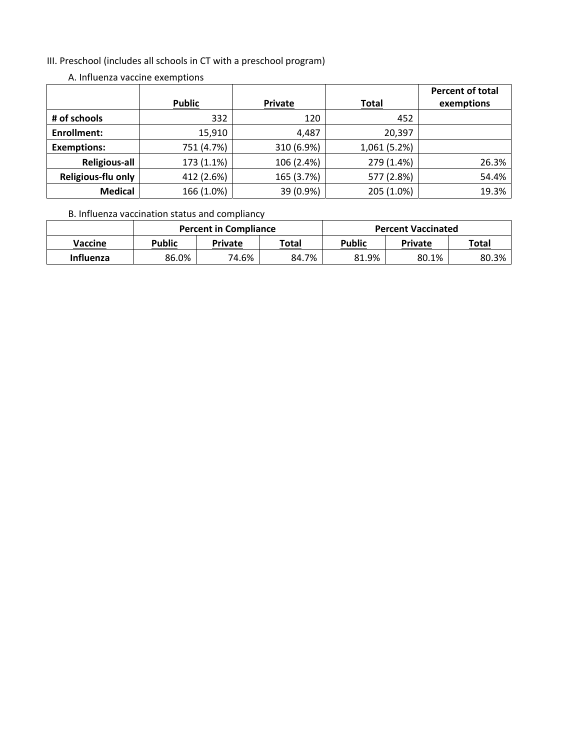III. Preschool (includes all schools in CT with a preschool program)

A. Influenza vaccine exemptions

| | Public | Private | Total | Percent of total exemptions |
|---|---|---|---|---|
| **# of schools** | 332 | 120 | 452 | |
| **Enrollment:** | 15,910 | 4,487 | 20,397 | |
| **Exemptions:** | 751 (4.7%) | 310 (6.9%) | 1,061 (5.2%) | |
| **Religious-all** | 173 (1.1%) | 106 (2.4%) | 279 (1.4%) | 26.3% |
| **Religious-flu only** | 412 (2.6%) | 165 (3.7%) | 577 (2.8%) | 54.4% |
| **Medical** | 166 (1.0%) | 39 (0.9%) | 205 (1.0%) | 19.3% |

B. Influenza vaccination status and compliancy

| | Percent in Compliance | | | Percent Vaccinated | | |
|---|---|---|---|---|---|---|
| **Vaccine** | **Public** | **Private** | **Total** | **Public** | **Private** | **Total** |
| **Influenza** | 86.0% | 74.6% | 84.7% | 81.9% | 80.1% | 80.3% |